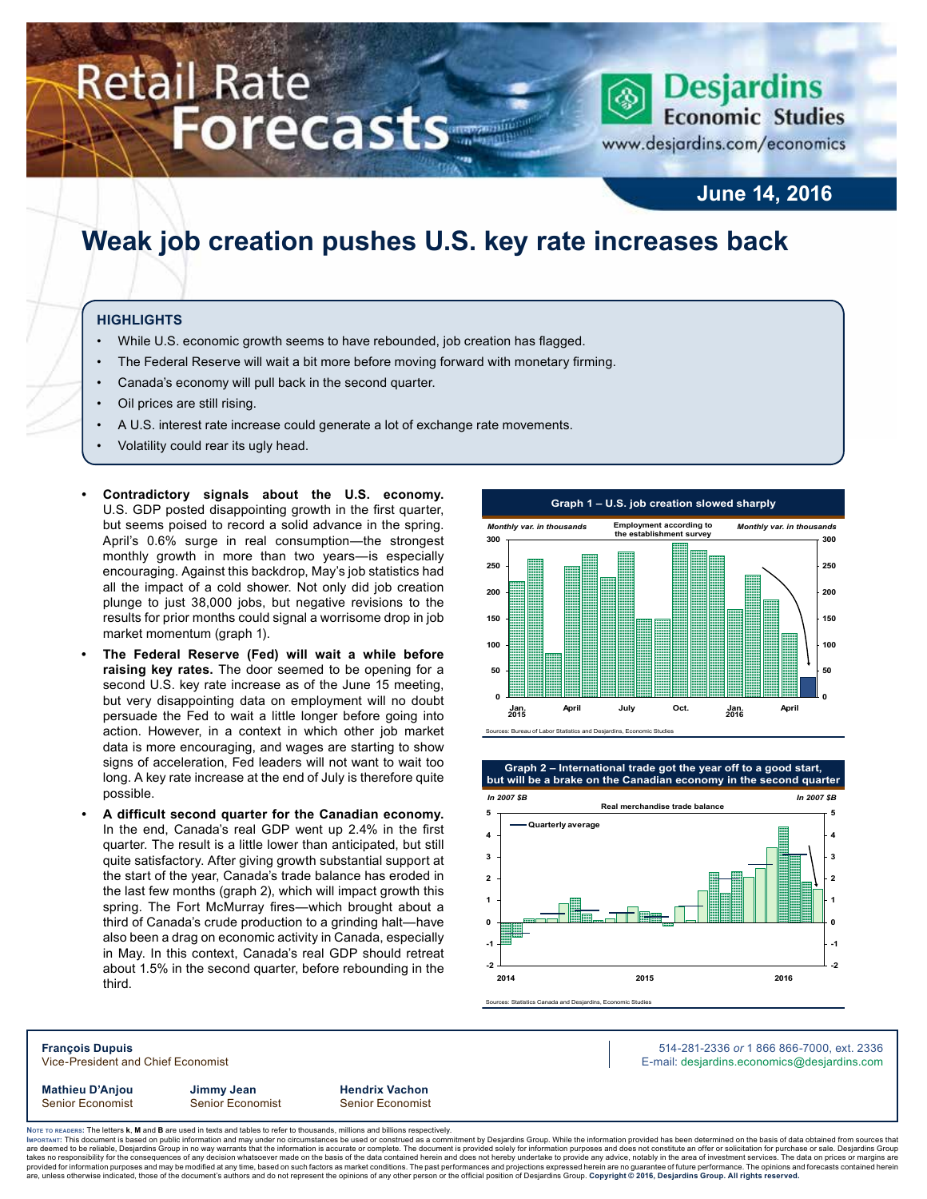# Retail Rate Forecasts

Desjardins Economic Studies
www.desjardins.com/economics

**June 14, 2016**

# Weak job creation pushes U.S. key rate increases back

## HIGHLIGHTS

- While U.S. economic growth seems to have rebounded, job creation has flagged.
- The Federal Reserve will wait a bit more before moving forward with monetary firming.
- Canada's economy will pull back in the second quarter.
- Oil prices are still rising.
- A U.S. interest rate increase could generate a lot of exchange rate movements.
- Volatility could rear its ugly head.

- **Contradictory signals about the U.S. economy.** U.S. GDP posted disappointing growth in the first quarter, but seems poised to record a solid advance in the spring. April's 0.6% surge in real consumption—the strongest monthly growth in more than two years—is especially encouraging. Against this backdrop, May's job statistics had all the impact of a cold shower. Not only did job creation plunge to just 38,000 jobs, but negative revisions to the results for prior months could signal a worrisome drop in job market momentum (graph 1).
- **The Federal Reserve (Fed) will wait a while before raising key rates.** The door seemed to be opening for a second U.S. key rate increase as of the June 15 meeting, but very disappointing data on employment will no doubt persuade the Fed to wait a little longer before going into action. However, in a context in which other job market data is more encouraging, and wages are starting to show signs of acceleration, Fed leaders will not want to wait too long. A key rate increase at the end of July is therefore quite possible.
- **A difficult second quarter for the Canadian economy.** In the end, Canada's real GDP went up 2.4% in the first quarter. The result is a little lower than anticipated, but still quite satisfactory. After giving growth substantial support at the start of the year, Canada's trade balance has eroded in the last few months (graph 2), which will impact growth this spring. The Fort McMurray fires—which brought about a third of Canada's crude production to a grinding halt—have also been a drag on economic activity in Canada, especially in May. In this context, Canada's real GDP should retreat about 1.5% in the second quarter, before rebounding in the third.

**Graph 1 – U.S. job creation slowed sharply**

Employment according to the establishment survey (Monthly var. in thousands)

Sources: Bureau of Labor Statistics and Desjardins, Economic Studies

**Graph 2 – International trade got the year off to a good start, but will be a brake on the Canadian economy in the second quarter**

Real merchandise trade balance (In 2007 $B)

Sources: Statistics Canada and Desjardins, Economic Studies

**François Dupuis**
Vice-President and Chief Economist

514-281-2336 *or* 1 866 866-7000, ext. 2336
E-mail: desjardins.economics@desjardins.com

| **Mathieu D'Anjou** | **Jimmy Jean** | **Hendrix Vachon** |
|---|---|---|
| Senior Economist | Senior Economist | Senior Economist |

Note to readers: The letters **k**, **M** and **B** are used in texts and tables to refer to thousands, millions and billions respectively.
Important: This document is based on public information and may under no circumstances be used or construed as a commitment by Desjardins Group. While the information provided has been determined on the basis of data obtained from sources that are deemed to be reliable, Desjardins Group in no way warrants that the information is accurate or complete. The document is provided solely for information purposes and does not constitute an offer or solicitation for purchase or sale. Desjardins Group takes no responsibility for the consequences of any decision whatsoever made on the basis of the data contained herein and does not hereby undertake to provide any advice, notably in the area of investment services. The data on prices or margins are provided for information purposes and may be modified at any time, based on such factors as market conditions. The past performances and projections expressed herein are no guarantee of future performance. The opinions and forecasts contained herein are, unless otherwise indicated, those of the document's authors and do not represent the opinions of any other person or the official position of Desjardins Group. **Copyright © 2016, Desjardins Group. All rights reserved.**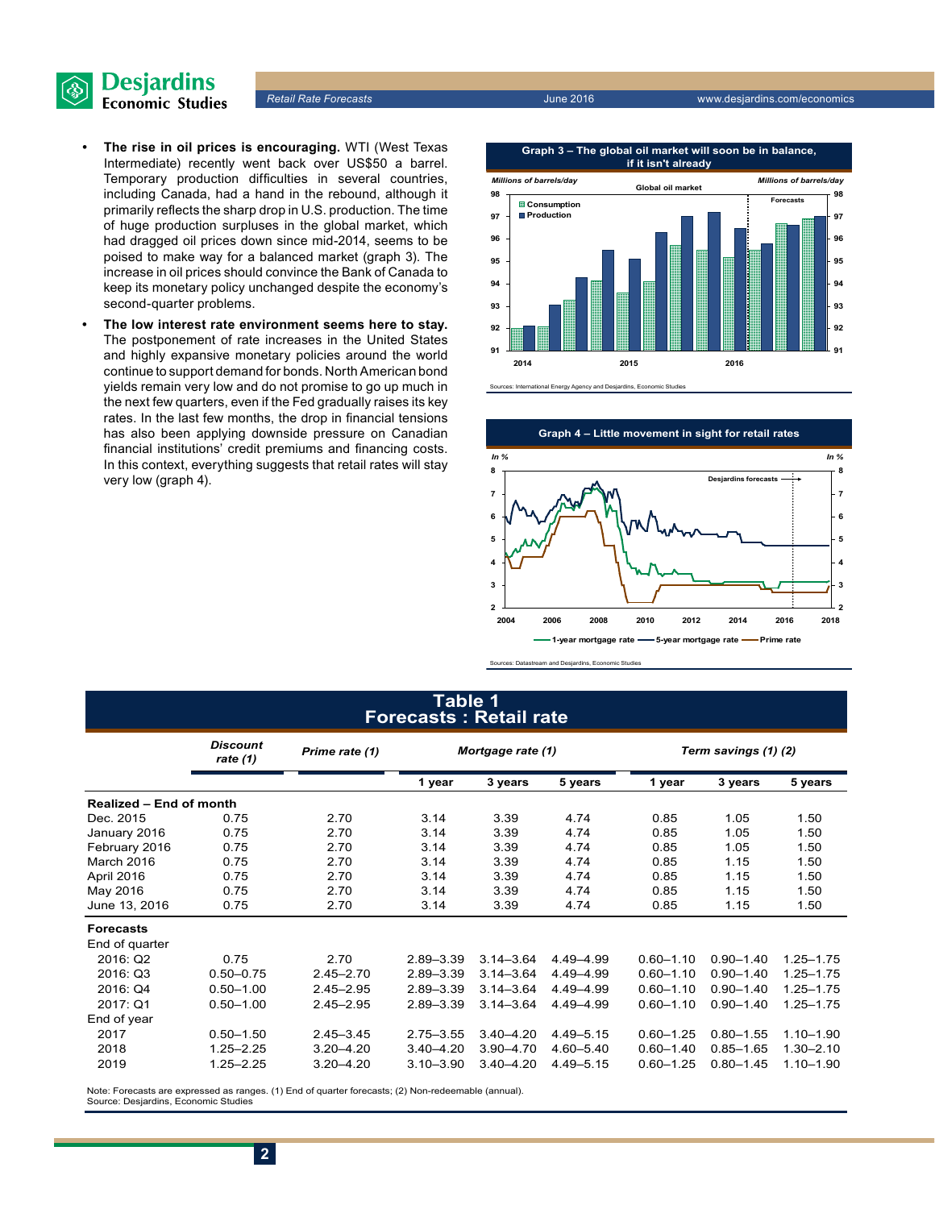- **The rise in oil prices is encouraging.** WTI (West Texas Intermediate) recently went back over US$50 a barrel. Temporary production difficulties in several countries, including Canada, had a hand in the rebound, although it primarily reflects the sharp drop in U.S. production. The time of huge production surpluses in the global market, which had dragged oil prices down since mid-2014, seems to be poised to make way for a balanced market (graph 3). The increase in oil prices should convince the Bank of Canada to keep its monetary policy unchanged despite the economy's second-quarter problems.
- **The low interest rate environment seems here to stay.** The postponement of rate increases in the United States and highly expansive monetary policies around the world continue to support demand for bonds. North American bond yields remain very low and do not promise to go up much in the next few quarters, even if the Fed gradually raises its key rates. In the last few months, the drop in financial tensions has also been applying downside pressure on Canadian financial institutions' credit premiums and financing costs. In this context, everything suggests that retail rates will stay very low (graph 4).

**Graph 3 – The global oil market will soon be in balance, if it isn't already**

Sources: International Energy Agency and Desjardins, Economic Studies

**Graph 4 – Little movement in sight for retail rates**

Sources: Datastream and Desjardins, Economic Studies

**Table 1**
**Forecasts : Retail rate**

| | Discount rate (1) | Prime rate (1) | Mortgage rate (1) | | | Term savings (1) (2) | | |
|---|---|---|---|---|---|---|---|---|
| | | | 1 year | 3 years | 5 years | 1 year | 3 years | 5 years |
| **Realized – End of month** | | | | | | | | |
| Dec. 2015 | 0.75 | 2.70 | 3.14 | 3.39 | 4.74 | 0.85 | 1.05 | 1.50 |
| January 2016 | 0.75 | 2.70 | 3.14 | 3.39 | 4.74 | 0.85 | 1.05 | 1.50 |
| February 2016 | 0.75 | 2.70 | 3.14 | 3.39 | 4.74 | 0.85 | 1.05 | 1.50 |
| March 2016 | 0.75 | 2.70 | 3.14 | 3.39 | 4.74 | 0.85 | 1.15 | 1.50 |
| April 2016 | 0.75 | 2.70 | 3.14 | 3.39 | 4.74 | 0.85 | 1.15 | 1.50 |
| May 2016 | 0.75 | 2.70 | 3.14 | 3.39 | 4.74 | 0.85 | 1.15 | 1.50 |
| June 13, 2016 | 0.75 | 2.70 | 3.14 | 3.39 | 4.74 | 0.85 | 1.15 | 1.50 |
| **Forecasts** | | | | | | | | |
| End of quarter | | | | | | | | |
| 2016: Q2 | 0.75 | 2.70 | 2.89–3.39 | 3.14–3.64 | 4.49–4.99 | 0.60–1.10 | 0.90–1.40 | 1.25–1.75 |
| 2016: Q3 | 0.50–0.75 | 2.45–2.70 | 2.89–3.39 | 3.14–3.64 | 4.49–4.99 | 0.60–1.10 | 0.90–1.40 | 1.25–1.75 |
| 2016: Q4 | 0.50–1.00 | 2.45–2.95 | 2.89–3.39 | 3.14–3.64 | 4.49–4.99 | 0.60–1.10 | 0.90–1.40 | 1.25–1.75 |
| 2017: Q1 | 0.50–1.00 | 2.45–2.95 | 2.89–3.39 | 3.14–3.64 | 4.49–4.99 | 0.60–1.10 | 0.90–1.40 | 1.25–1.75 |
| End of year | | | | | | | | |
| 2017 | 0.50–1.50 | 2.45–3.45 | 2.75–3.55 | 3.40–4.20 | 4.49–5.15 | 0.60–1.25 | 0.80–1.55 | 1.10–1.90 |
| 2018 | 1.25–2.25 | 3.20–4.20 | 3.40–4.20 | 3.90–4.70 | 4.60–5.40 | 0.60–1.40 | 0.85–1.65 | 1.30–2.10 |
| 2019 | 1.25–2.25 | 3.20–4.20 | 3.10–3.90 | 3.40–4.20 | 4.49–5.15 | 0.60–1.25 | 0.80–1.45 | 1.10–1.90 |

Note: Forecasts are expressed as ranges. (1) End of quarter forecasts; (2) Non-redeemable (annual).
Source: Desjardins, Economic Studies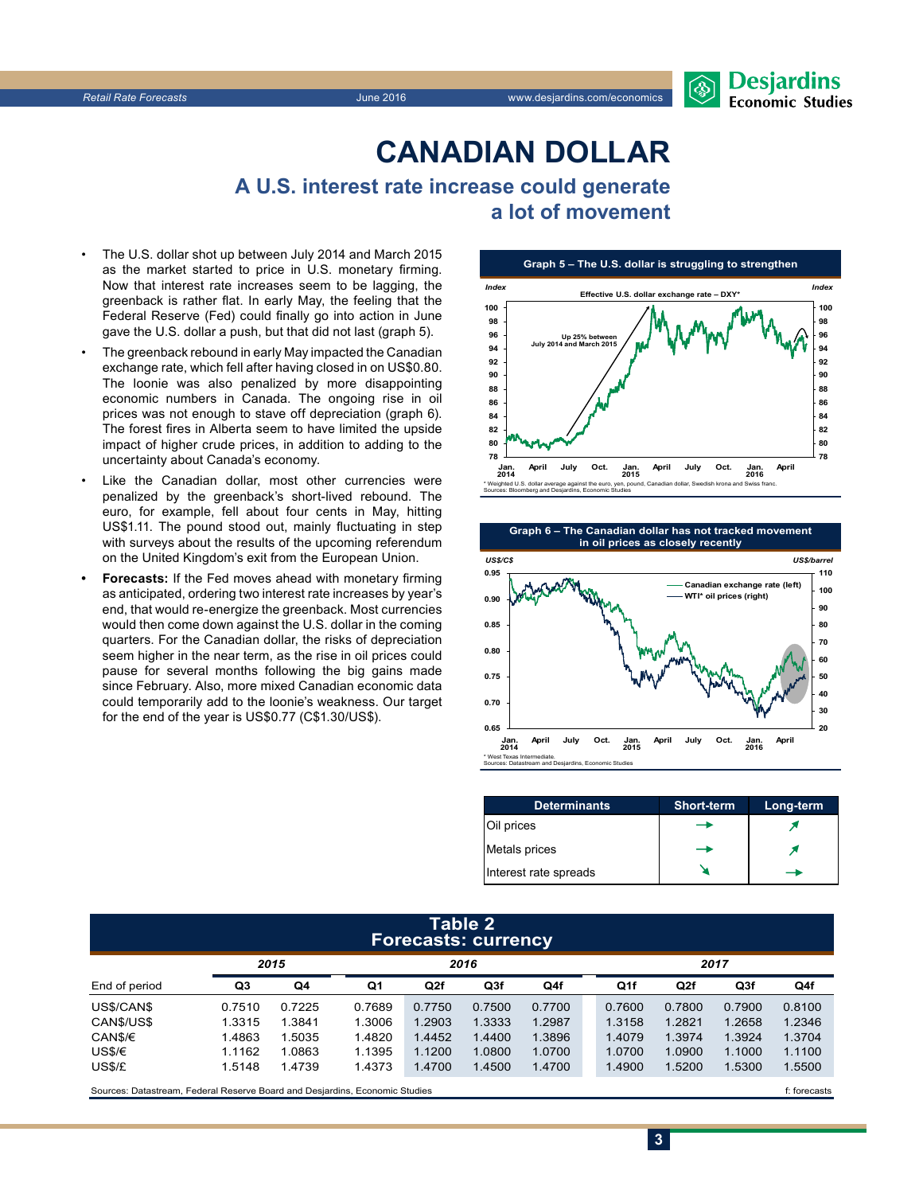# CANADIAN DOLLAR

## A U.S. interest rate increase could generate a lot of movement

- The U.S. dollar shot up between July 2014 and March 2015 as the market started to price in U.S. monetary firming. Now that interest rate increases seem to be lagging, the greenback is rather flat. In early May, the feeling that the Federal Reserve (Fed) could finally go into action in June gave the U.S. dollar a push, but that did not last (graph 5).
- The greenback rebound in early May impacted the Canadian exchange rate, which fell after having closed in on US$0.80. The loonie was also penalized by more disappointing economic numbers in Canada. The ongoing rise in oil prices was not enough to stave off depreciation (graph 6). The forest fires in Alberta seem to have limited the upside impact of higher crude prices, in addition to adding to the uncertainty about Canada's economy.
- Like the Canadian dollar, most other currencies were penalized by the greenback's short-lived rebound. The euro, for example, fell about four cents in May, hitting US$1.11. The pound stood out, mainly fluctuating in step with surveys about the results of the upcoming referendum on the United Kingdom's exit from the European Union.
- **Forecasts:** If the Fed moves ahead with monetary firming as anticipated, ordering two interest rate increases by year's end, that would re-energize the greenback. Most currencies would then come down against the U.S. dollar in the coming quarters. For the Canadian dollar, the risks of depreciation seem higher in the near term, as the rise in oil prices could pause for several months following the big gains made since February. Also, more mixed Canadian economic data could temporarily add to the loonie's weakness. Our target for the end of the year is US$0.77 (C$1.30/US$).

**Graph 5 – The U.S. dollar is struggling to strengthen**

Effective U.S. dollar exchange rate – DXY*

Up 25% between July 2014 and March 2015

\* Weighted U.S. dollar average against the euro, yen, pound, Canadian dollar, Swedish krona and Swiss franc.
Sources: Bloomberg and Desjardins, Economic Studies

**Graph 6 – The Canadian dollar has not tracked movement in oil prices as closely recently**

Canadian exchange rate (left); WTI* oil prices (right)

\* West Texas Intermediate.
Sources: Datastream and Desjardins, Economic Studies

| Determinants | Short-term | Long-term |
|---|---|---|
| Oil prices | → | ↗ |
| Metals prices | → | ↗ |
| Interest rate spreads | ↘ | → |

**Table 2**
**Forecasts: currency**

| | 2015 | | 2016 | | | | 2017 | | | |
|---|---|---|---|---|---|---|---|---|---|---|
| End of period | Q3 | Q4 | Q1 | Q2f | Q3f | Q4f | Q1f | Q2f | Q3f | Q4f |
| US$/CAN$ | 0.7510 | 0.7225 | 0.7689 | 0.7750 | 0.7500 | 0.7700 | 0.7600 | 0.7800 | 0.7900 | 0.8100 |
| CAN$/US$ | 1.3315 | 1.3841 | 1.3006 | 1.2903 | 1.3333 | 1.2987 | 1.3158 | 1.2821 | 1.2658 | 1.2346 |
| CAN$/€ | 1.4863 | 1.5035 | 1.4820 | 1.4452 | 1.4400 | 1.3896 | 1.4079 | 1.3974 | 1.3924 | 1.3704 |
| US$/€ | 1.1162 | 1.0863 | 1.1395 | 1.1200 | 1.0800 | 1.0700 | 1.0700 | 1.0900 | 1.1000 | 1.1100 |
| US$/£ | 1.5148 | 1.4739 | 1.4373 | 1.4700 | 1.4500 | 1.4700 | 1.4900 | 1.5200 | 1.5300 | 1.5500 |

Sources: Datastream, Federal Reserve Board and Desjardins, Economic Studies — f: forecasts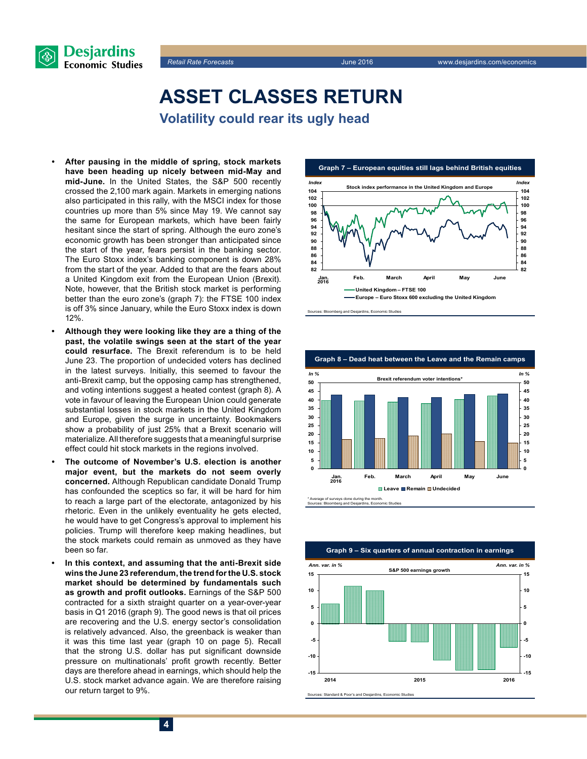# ASSET CLASSES RETURN

## Volatility could rear its ugly head

- **After pausing in the middle of spring, stock markets have been heading up nicely between mid-May and mid-June.** In the United States, the S&P 500 recently crossed the 2,100 mark again. Markets in emerging nations also participated in this rally, with the MSCI index for those countries up more than 5% since May 19. We cannot say the same for European markets, which have been fairly hesitant since the start of spring. Although the euro zone's economic growth has been stronger than anticipated since the start of the year, fears persist in the banking sector. The Euro Stoxx index's banking component is down 28% from the start of the year. Added to that are the fears about a United Kingdom exit from the European Union (Brexit). Note, however, that the British stock market is performing better than the euro zone's (graph 7): the FTSE 100 index is off 3% since January, while the Euro Stoxx index is down 12%.
- **Although they were looking like they are a thing of the past, the volatile swings seen at the start of the year could resurface.** The Brexit referendum is to be held June 23. The proportion of undecided voters has declined in the latest surveys. Initially, this seemed to favour the anti-Brexit camp, but the opposing camp has strengthened, and voting intentions suggest a heated contest (graph 8). A vote in favour of leaving the European Union could generate substantial losses in stock markets in the United Kingdom and Europe, given the surge in uncertainty. Bookmakers show a probability of just 25% that a Brexit scenario will materialize. All therefore suggests that a meaningful surprise effect could hit stock markets in the regions involved.
- **The outcome of November's U.S. election is another major event, but the markets do not seem overly concerned.** Although Republican candidate Donald Trump has confounded the sceptics so far, it will be hard for him to reach a large part of the electorate, antagonized by his rhetoric. Even in the unlikely eventuality he gets elected, he would have to get Congress's approval to implement his policies. Trump will therefore keep making headlines, but the stock markets could remain as unmoved as they have been so far.
- **In this context, and assuming that the anti-Brexit side wins the June 23 referendum, the trend for the U.S. stock market should be determined by fundamentals such as growth and profit outlooks.** Earnings of the S&P 500 contracted for a sixth straight quarter on a year-over-year basis in Q1 2016 (graph 9). The good news is that oil prices are recovering and the U.S. energy sector's consolidation is relatively advanced. Also, the greenback is weaker than it was this time last year (graph 10 on page 5). Recall that the strong U.S. dollar has put significant downside pressure on multinationals' profit growth recently. Better days are therefore ahead in earnings, which should help the U.S. stock market advance again. We are therefore raising our return target to 9%.

**Graph 7 – European equities still lags behind British equities**

Stock index performance in the United Kingdom and Europe (Index)

United Kingdom – FTSE 100; Europe – Euro Stoxx 600 excluding the United Kingdom

Sources: Bloomberg and Desjardins, Economic Studies

**Graph 8 – Dead heat between the Leave and the Remain camps**

Brexit referendum voter intentions* (In %)

| 2016 | Leave | Remain | Undecided |
|---|---|---|---|
| Jan. | 40 | 43 | 17 |
| Feb. | 39.5 | 43 | 17.5 |
| March | 39 | 41.5 | 19 |
| April | 38 | 41.5 | 20 |
| May | 40 | 43 | 16 |
| June | 42 | 43.5 | 15 |

\* Average of surveys done during the month.
Sources: Bloomberg and Desjardins, Economic Studies

**Graph 9 – Six quarters of annual contraction in earnings**

S&P 500 earnings growth (Ann. var. in %)

Sources: Standard & Poor's and Desjardins, Economic Studies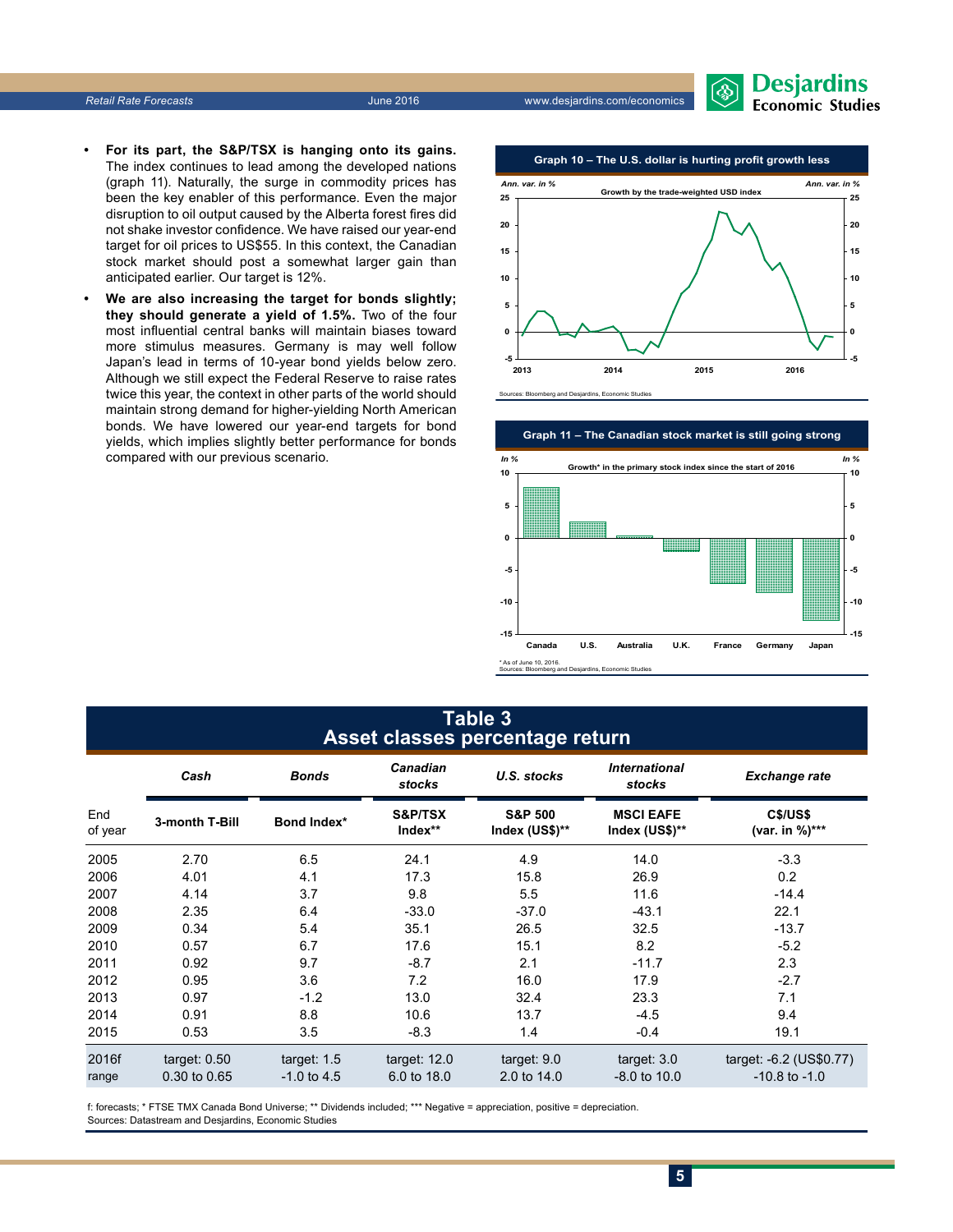- **For its part, the S&P/TSX is hanging onto its gains.** The index continues to lead among the developed nations (graph 11). Naturally, the surge in commodity prices has been the key enabler of this performance. Even the major disruption to oil output caused by the Alberta forest fires did not shake investor confidence. We have raised our year-end target for oil prices to US$55. In this context, the Canadian stock market should post a somewhat larger gain than anticipated earlier. Our target is 12%.
- **We are also increasing the target for bonds slightly; they should generate a yield of 1.5%.** Two of the four most influential central banks will maintain biases toward more stimulus measures. Germany is may well follow Japan's lead in terms of 10-year bond yields below zero. Although we still expect the Federal Reserve to raise rates twice this year, the context in other parts of the world should maintain strong demand for higher-yielding North American bonds. We have lowered our year-end targets for bond yields, which implies slightly better performance for bonds compared with our previous scenario.

**Graph 10 – The U.S. dollar is hurting profit growth less**

Ann. var. in %

Growth by the trade-weighted USD index

25
20
15
10
5
0
-5

2013
2014
2015
2016

Sources: Bloomberg and Desjardins, Economic Studies

**Graph 11 – The Canadian stock market is still going strong**

In %

Growth* in the primary stock index since the start of 2016

10
5
0
-5
-10
-15

Canada
U.S.
Australia
U.K.
France
Germany
Japan

\* As of June 10, 2016.
Sources: Bloomberg and Desjardins, Economic Studies

## Table 3
## Asset classes percentage return

| | *Cash* | *Bonds* | *Canadian stocks* | *U.S. stocks* | *International stocks* | *Exchange rate* |
|---|---|---|---|---|---|---|
| End of year | **3-month T-Bill** | **Bond Index*** | **S&P/TSX Index**** | **S&P 500 Index (US$)**** | **MSCI EAFE Index (US$)**** | **C$/US$ (var. in %)***** |
| 2005 | 2.70 | 6.5 | 24.1 | 4.9 | 14.0 | -3.3 |
| 2006 | 4.01 | 4.1 | 17.3 | 15.8 | 26.9 | 0.2 |
| 2007 | 4.14 | 3.7 | 9.8 | 5.5 | 11.6 | -14.4 |
| 2008 | 2.35 | 6.4 | -33.0 | -37.0 | -43.1 | 22.1 |
| 2009 | 0.34 | 5.4 | 35.1 | 26.5 | 32.5 | -13.7 |
| 2010 | 0.57 | 6.7 | 17.6 | 15.1 | 8.2 | -5.2 |
| 2011 | 0.92 | 9.7 | -8.7 | 2.1 | -11.7 | 2.3 |
| 2012 | 0.95 | 3.6 | 7.2 | 16.0 | 17.9 | -2.7 |
| 2013 | 0.97 | -1.2 | 13.0 | 32.4 | 23.3 | 7.1 |
| 2014 | 0.91 | 8.8 | 10.6 | 13.7 | -4.5 | 9.4 |
| 2015 | 0.53 | 3.5 | -8.3 | 1.4 | -0.4 | 19.1 |
| 2016f | target: 0.50 | target: 1.5 | target: 12.0 | target: 9.0 | target: 3.0 | target: -6.2 (US$0.77) |
| range | 0.30 to 0.65 | -1.0 to 4.5 | 6.0 to 18.0 | 2.0 to 14.0 | -8.0 to 10.0 | -10.8 to -1.0 |

f: forecasts; * FTSE TMX Canada Bond Universe; ** Dividends included; *** Negative = appreciation, positive = depreciation.
Sources: Datastream and Desjardins, Economic Studies